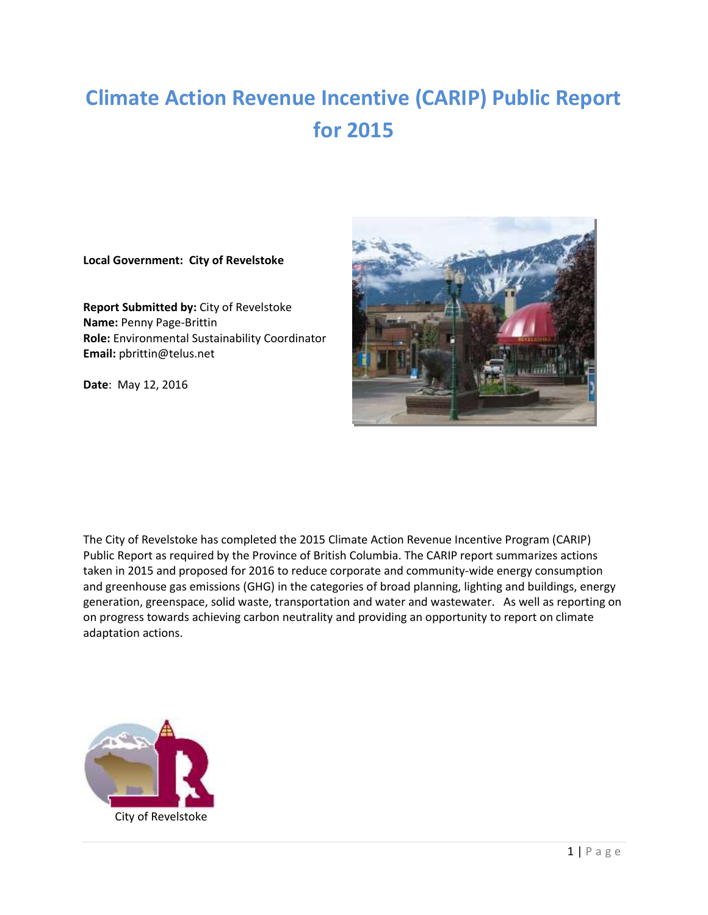# Climate Action Revenue Incentive (CARIP) Public Report for 2015

**Local Government: City of Revelstoke**

**Report Submitted by:** City of Revelstoke
**Name:** Penny Page-Brittin
**Role:** Environmental Sustainability Coordinator
**Email:** pbrittin@telus.net

**Date**: May 12, 2016

The City of Revelstoke has completed the 2015 Climate Action Revenue Incentive Program (CARIP) Public Report as required by the Province of British Columbia. The CARIP report summarizes actions taken in 2015 and proposed for 2016 to reduce corporate and community-wide energy consumption and greenhouse gas emissions (GHG) in the categories of broad planning, lighting and buildings, energy generation, greenspace, solid waste, transportation and water and wastewater. As well as reporting on on progress towards achieving carbon neutrality and providing an opportunity to report on climate adaptation actions.

City of Revelstoke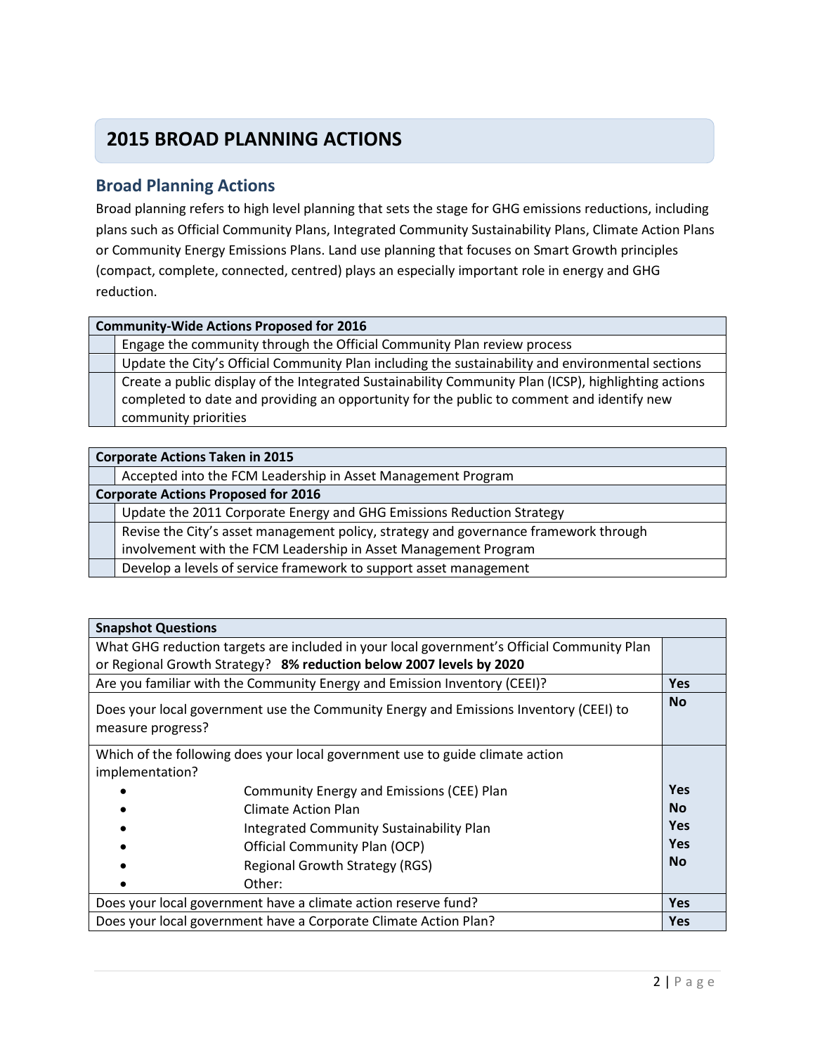# 2015 BROAD PLANNING ACTIONS

## Broad Planning Actions

Broad planning refers to high level planning that sets the stage for GHG emissions reductions, including plans such as Official Community Plans, Integrated Community Sustainability Plans, Climate Action Plans or Community Energy Emissions Plans. Land use planning that focuses on Smart Growth principles (compact, complete, connected, centred) plays an especially important role in energy and GHG reduction.

| | **Community-Wide Actions Proposed for 2016** |
|---|---|
| | Engage the community through the Official Community Plan review process |
| | Update the City's Official Community Plan including the sustainability and environmental sections |
| | Create a public display of the Integrated Sustainability Community Plan (ICSP), highlighting actions completed to date and providing an opportunity for the public to comment and identify new community priorities |

| | **Corporate Actions Taken in 2015** |
|---|---|
| | Accepted into the FCM Leadership in Asset Management Program |
| | **Corporate Actions Proposed for 2016** |
| | Update the 2011 Corporate Energy and GHG Emissions Reduction Strategy |
| | Revise the City's asset management policy, strategy and governance framework through involvement with the FCM Leadership in Asset Management Program |
| | Develop a levels of service framework to support asset management |

| **Snapshot Questions** | |
|---|---|
| What GHG reduction targets are included in your local government's Official Community Plan or Regional Growth Strategy? **8% reduction below 2007 levels by 2020** | |
| Are you familiar with the Community Energy and Emission Inventory (CEEI)? | **Yes** |
| Does your local government use the Community Energy and Emissions Inventory (CEEI) to measure progress? | **No** |
| Which of the following does your local government use to guide climate action implementation? | |
| • Community Energy and Emissions (CEE) Plan | **Yes** |
| • Climate Action Plan | **No** |
| • Integrated Community Sustainability Plan | **Yes** |
| • Official Community Plan (OCP) | **Yes** |
| • Regional Growth Strategy (RGS) | **No** |
| • Other: | |
| Does your local government have a climate action reserve fund? | **Yes** |
| Does your local government have a Corporate Climate Action Plan? | **Yes** |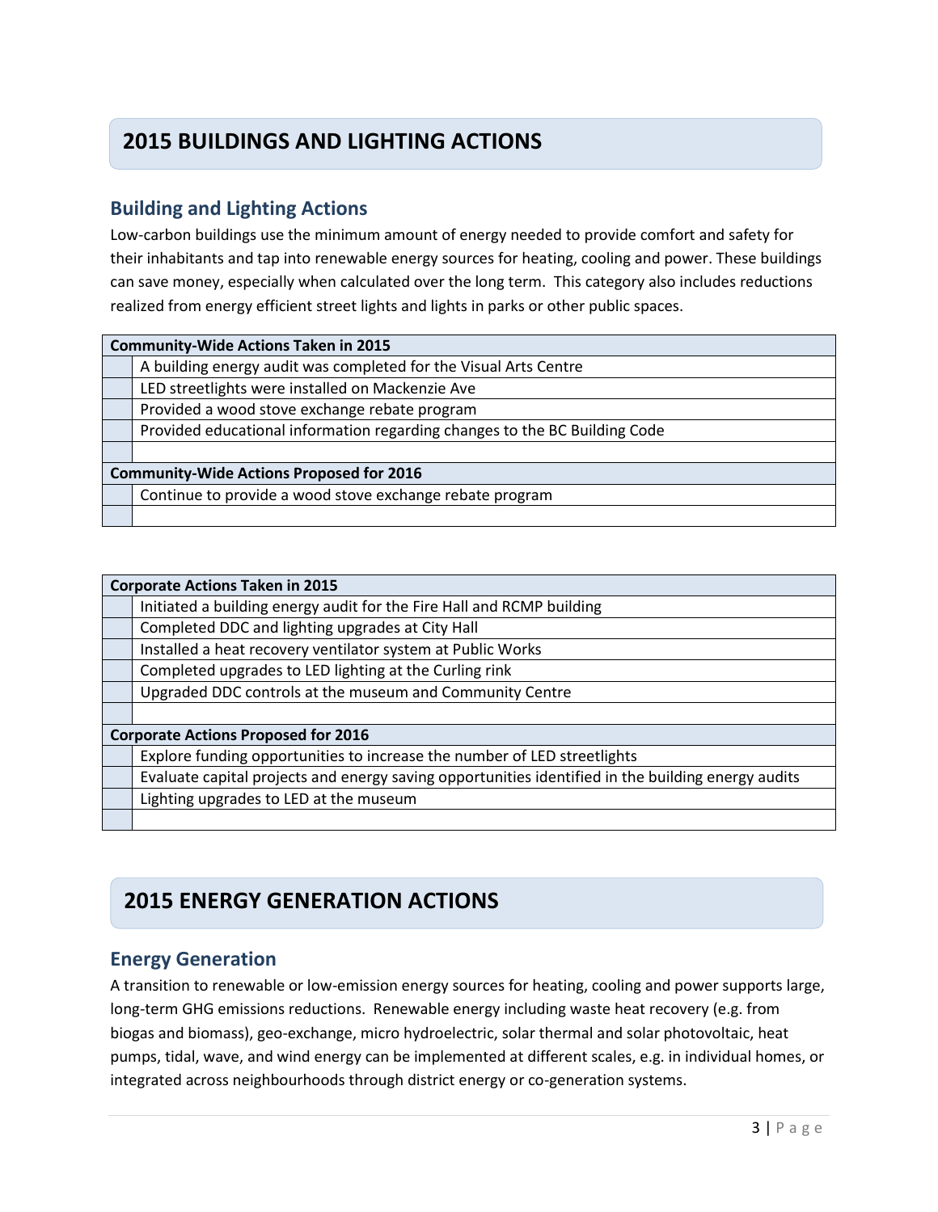# 2015 BUILDINGS AND LIGHTING ACTIONS

## Building and Lighting Actions

Low-carbon buildings use the minimum amount of energy needed to provide comfort and safety for their inhabitants and tap into renewable energy sources for heating, cooling and power. These buildings can save money, especially when calculated over the long term. This category also includes reductions realized from energy efficient street lights and lights in parks or other public spaces.

| **Community-Wide Actions Taken in 2015** | |
|---|---|
| | A building energy audit was completed for the Visual Arts Centre |
| | LED streetlights were installed on Mackenzie Ave |
| | Provided a wood stove exchange rebate program |
| | Provided educational information regarding changes to the BC Building Code |
| | |
| **Community-Wide Actions Proposed for 2016** | |
| | Continue to provide a wood stove exchange rebate program |
| | |

| **Corporate Actions Taken in 2015** | |
|---|---|
| | Initiated a building energy audit for the Fire Hall and RCMP building |
| | Completed DDC and lighting upgrades at City Hall |
| | Installed a heat recovery ventilator system at Public Works |
| | Completed upgrades to LED lighting at the Curling rink |
| | Upgraded DDC controls at the museum and Community Centre |
| | |
| **Corporate Actions Proposed for 2016** | |
| | Explore funding opportunities to increase the number of LED streetlights |
| | Evaluate capital projects and energy saving opportunities identified in the building energy audits |
| | Lighting upgrades to LED at the museum |
| | |

# 2015 ENERGY GENERATION ACTIONS

## Energy Generation

A transition to renewable or low-emission energy sources for heating, cooling and power supports large, long-term GHG emissions reductions. Renewable energy including waste heat recovery (e.g. from biogas and biomass), geo-exchange, micro hydroelectric, solar thermal and solar photovoltaic, heat pumps, tidal, wave, and wind energy can be implemented at different scales, e.g. in individual homes, or integrated across neighbourhoods through district energy or co-generation systems.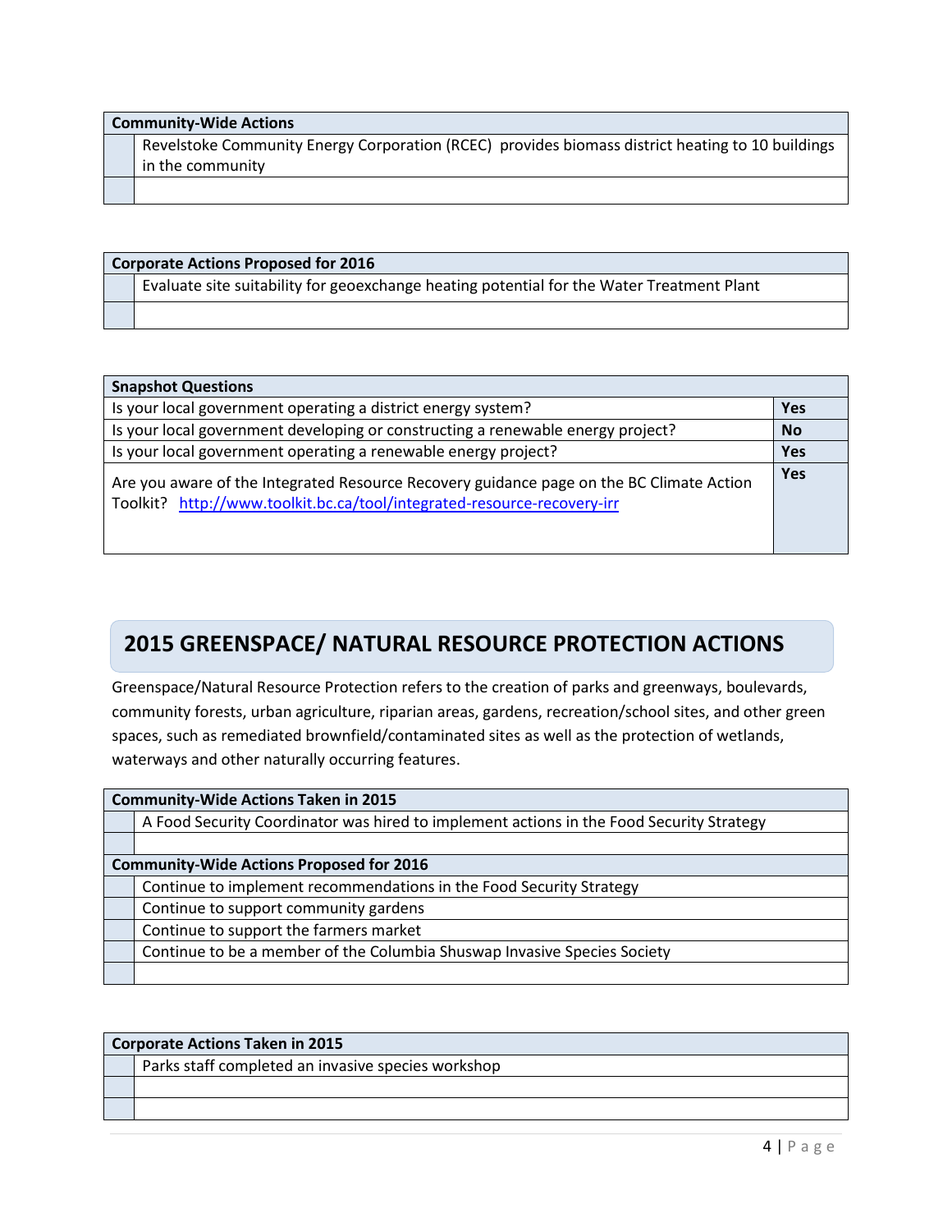| Community-Wide Actions | |
|---|---|
| | Revelstoke Community Energy Corporation (RCEC) provides biomass district heating to 10 buildings in the community |
| | |

| Corporate Actions Proposed for 2016 | |
|---|---|
| | Evaluate site suitability for geoexchange heating potential for the Water Treatment Plant |
| | |

| Snapshot Questions | |
|---|---|
| Is your local government operating a district energy system? | **Yes** |
| Is your local government developing or constructing a renewable energy project? | **No** |
| Is your local government operating a renewable energy project? | **Yes** |
| Are you aware of the Integrated Resource Recovery guidance page on the BC Climate Action Toolkit? [http://www.toolkit.bc.ca/tool/integrated-resource-recovery-irr](http://www.toolkit.bc.ca/tool/integrated-resource-recovery-irr) | **Yes** |

## 2015 GREENSPACE/ NATURAL RESOURCE PROTECTION ACTIONS

Greenspace/Natural Resource Protection refers to the creation of parks and greenways, boulevards, community forests, urban agriculture, riparian areas, gardens, recreation/school sites, and other green spaces, such as remediated brownfield/contaminated sites as well as the protection of wetlands, waterways and other naturally occurring features.

| Community-Wide Actions Taken in 2015 | |
|---|---|
| | A Food Security Coordinator was hired to implement actions in the Food Security Strategy |
| | |
| **Community-Wide Actions Proposed for 2016** | |
| | Continue to implement recommendations in the Food Security Strategy |
| | Continue to support community gardens |
| | Continue to support the farmers market |
| | Continue to be a member of the Columbia Shuswap Invasive Species Society |
| | |

| Corporate Actions Taken in 2015 | |
|---|---|
| | Parks staff completed an invasive species workshop |
| | |
| | |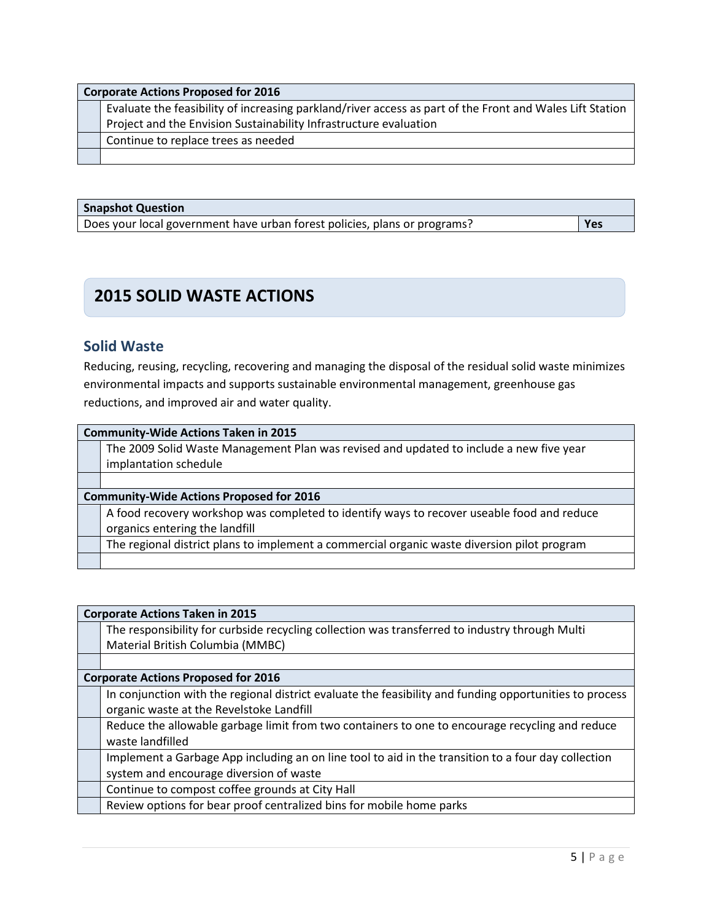| Corporate Actions Proposed for 2016 | |
|---|---|
| | Evaluate the feasibility of increasing parkland/river access as part of the Front and Wales Lift Station Project and the Envision Sustainability Infrastructure evaluation |
| | Continue to replace trees as needed |
| | |

| Snapshot Question | |
|---|---|
| Does your local government have urban forest policies, plans or programs? | **Yes** |

## 2015 SOLID WASTE ACTIONS

### Solid Waste

Reducing, reusing, recycling, recovering and managing the disposal of the residual solid waste minimizes environmental impacts and supports sustainable environmental management, greenhouse gas reductions, and improved air and water quality.

| Community-Wide Actions Taken in 2015 | |
|---|---|
| | The 2009 Solid Waste Management Plan was revised and updated to include a new five year implantation schedule |
| | |
| **Community-Wide Actions Proposed for 2016** | |
| | A food recovery workshop was completed to identify ways to recover useable food and reduce organics entering the landfill |
| | The regional district plans to implement a commercial organic waste diversion pilot program |
| | |

| Corporate Actions Taken in 2015 | |
|---|---|
| | The responsibility for curbside recycling collection was transferred to industry through Multi Material British Columbia (MMBC) |
| | |
| **Corporate Actions Proposed for 2016** | |
| | In conjunction with the regional district evaluate the feasibility and funding opportunities to process organic waste at the Revelstoke Landfill |
| | Reduce the allowable garbage limit from two containers to one to encourage recycling and reduce waste landfilled |
| | Implement a Garbage App including an on line tool to aid in the transition to a four day collection system and encourage diversion of waste |
| | Continue to compost coffee grounds at City Hall |
| | Review options for bear proof centralized bins for mobile home parks |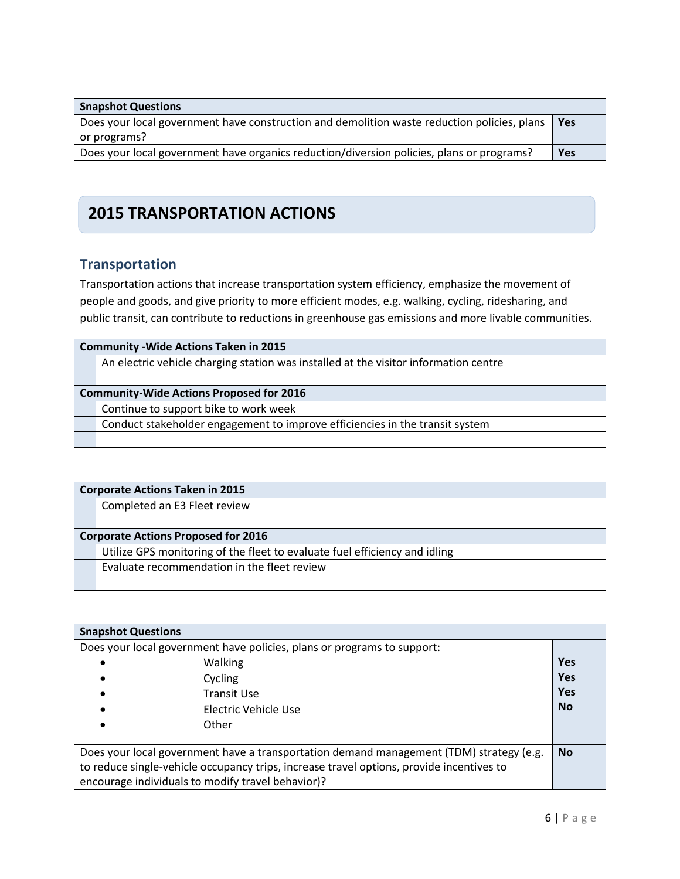| Snapshot Questions | |
|---|---|
| Does your local government have construction and demolition waste reduction policies, plans or programs? | **Yes** |
| Does your local government have organics reduction/diversion policies, plans or programs? | **Yes** |

# 2015 TRANSPORTATION ACTIONS

## Transportation

Transportation actions that increase transportation system efficiency, emphasize the movement of people and goods, and give priority to more efficient modes, e.g. walking, cycling, ridesharing, and public transit, can contribute to reductions in greenhouse gas emissions and more livable communities.

| **Community -Wide Actions Taken in 2015** | |
|---|---|
| | An electric vehicle charging station was installed at the visitor information centre |
| | |
| **Community-Wide Actions Proposed for 2016** | |
| | Continue to support bike to work week |
| | Conduct stakeholder engagement to improve efficiencies in the transit system |
| | |

| **Corporate Actions Taken in 2015** | |
|---|---|
| | Completed an E3 Fleet review |
| | |
| **Corporate Actions Proposed for 2016** | |
| | Utilize GPS monitoring of the fleet to evaluate fuel efficiency and idling |
| | Evaluate recommendation in the fleet review |
| | |

| Snapshot Questions | |
|---|---|
| Does your local government have policies, plans or programs to support: | |
| • Walking | **Yes** |
| • Cycling | **Yes** |
| • Transit Use | **Yes** |
| • Electric Vehicle Use | **No** |
| • Other | |
| Does your local government have a transportation demand management (TDM) strategy (e.g. to reduce single-vehicle occupancy trips, increase travel options, provide incentives to encourage individuals to modify travel behavior)? | **No** |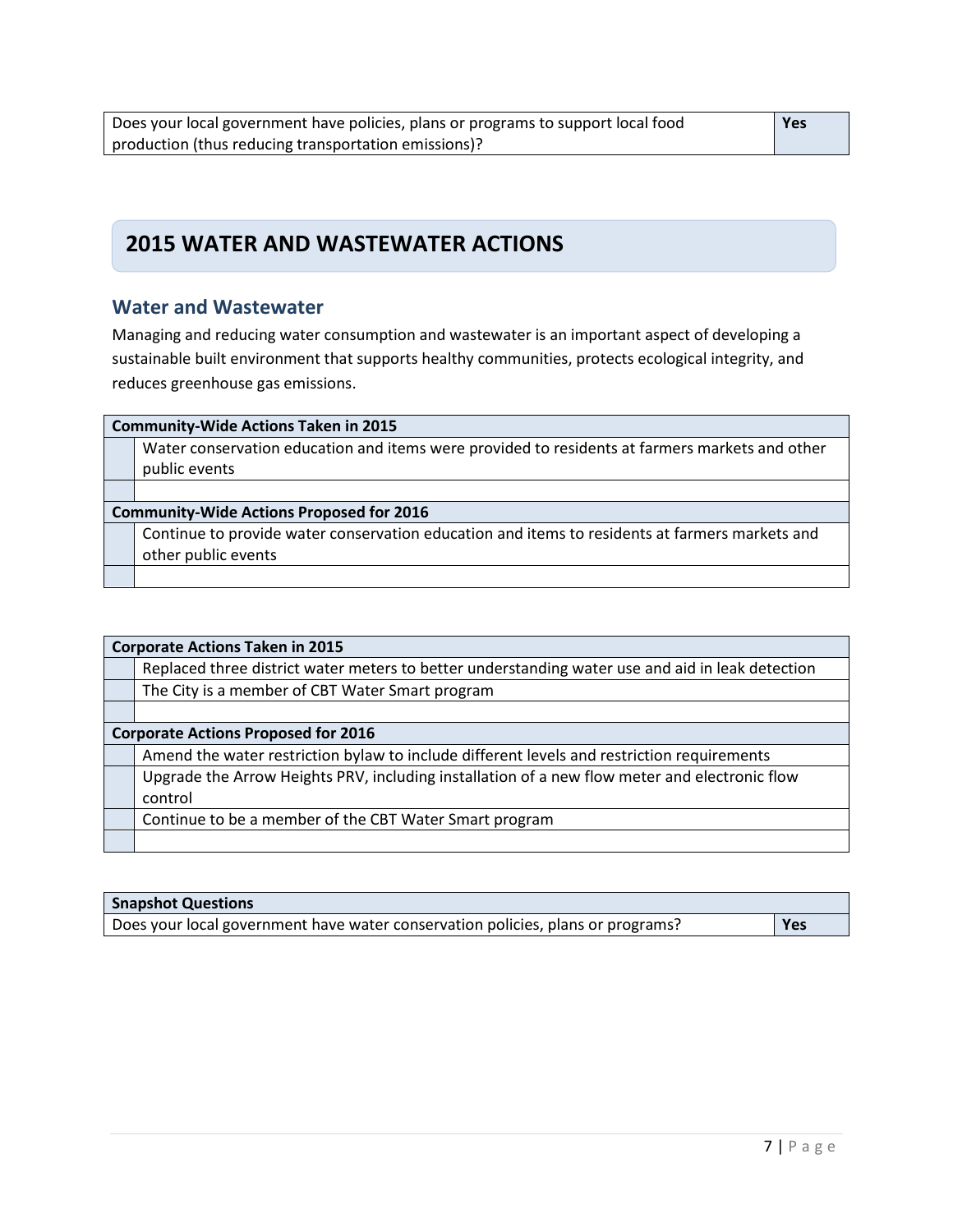| Does your local government have policies, plans or programs to support local food production (thus reducing transportation emissions)? | **Yes** |
|---|---|

# 2015 WATER AND WASTEWATER ACTIONS

## Water and Wastewater

Managing and reducing water consumption and wastewater is an important aspect of developing a sustainable built environment that supports healthy communities, protects ecological integrity, and reduces greenhouse gas emissions.

| **Community-Wide Actions Taken in 2015** | |
|---|---|
| | Water conservation education and items were provided to residents at farmers markets and other public events |
| | |
| **Community-Wide Actions Proposed for 2016** | |
| | Continue to provide water conservation education and items to residents at farmers markets and other public events |
| | |

| **Corporate Actions Taken in 2015** | |
|---|---|
| | Replaced three district water meters to better understanding water use and aid in leak detection |
| | The City is a member of CBT Water Smart program |
| | |
| **Corporate Actions Proposed for 2016** | |
| | Amend the water restriction bylaw to include different levels and restriction requirements |
| | Upgrade the Arrow Heights PRV, including installation of a new flow meter and electronic flow control |
| | Continue to be a member of the CBT Water Smart program |
| | |

| **Snapshot Questions** | |
|---|---|
| Does your local government have water conservation policies, plans or programs? | **Yes** |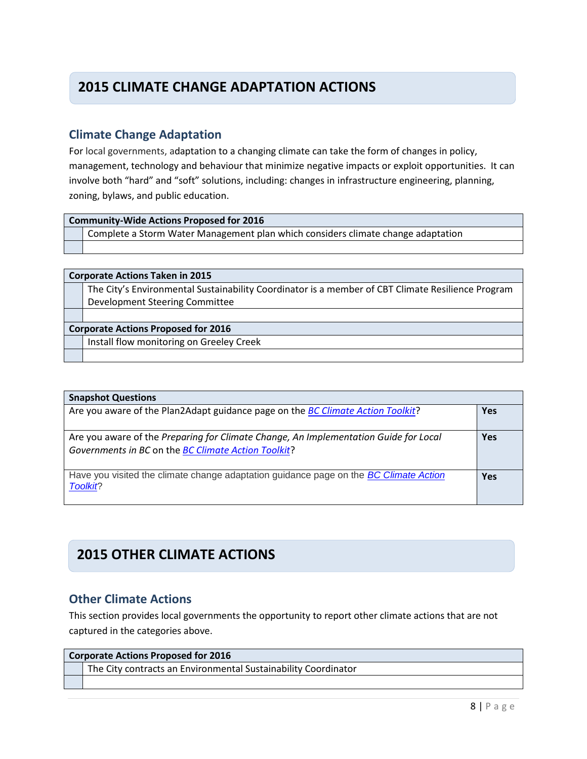# 2015 CLIMATE CHANGE ADAPTATION ACTIONS

## Climate Change Adaptation

For local governments, adaptation to a changing climate can take the form of changes in policy, management, technology and behaviour that minimize negative impacts or exploit opportunities. It can involve both "hard" and "soft" solutions, including: changes in infrastructure engineering, planning, zoning, bylaws, and public education.

| | **Community-Wide Actions Proposed for 2016** |
|---|---|
| | Complete a Storm Water Management plan which considers climate change adaptation |
| | |

| | **Corporate Actions Taken in 2015** |
|---|---|
| | The City's Environmental Sustainability Coordinator is a member of CBT Climate Resilience Program Development Steering Committee |
| | |
| | **Corporate Actions Proposed for 2016** |
| | Install flow monitoring on Greeley Creek |
| | |

| **Snapshot Questions** | |
|---|---|
| Are you aware of the Plan2Adapt guidance page on the *BC Climate Action Toolkit*? | **Yes** |
| Are you aware of the *Preparing for Climate Change, An Implementation Guide for Local Governments in BC* on the *BC Climate Action Toolkit*? | **Yes** |
| Have you visited the climate change adaptation guidance page on the *BC Climate Action Toolkit*? | **Yes** |

# 2015 OTHER CLIMATE ACTIONS

## Other Climate Actions

This section provides local governments the opportunity to report other climate actions that are not captured in the categories above.

| | **Corporate Actions Proposed for 2016** |
|---|---|
| | The City contracts an Environmental Sustainability Coordinator |
| | |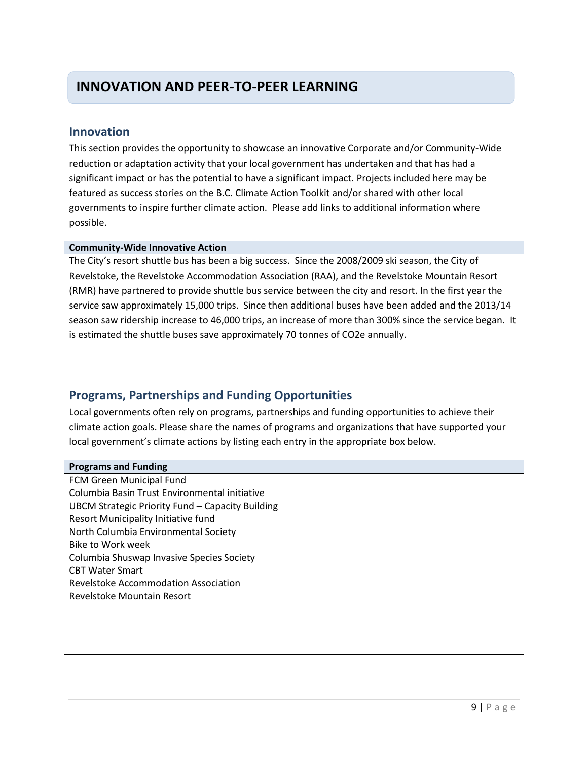# INNOVATION AND PEER-TO-PEER LEARNING

## Innovation

This section provides the opportunity to showcase an innovative Corporate and/or Community-Wide reduction or adaptation activity that your local government has undertaken and that has had a significant impact or has the potential to have a significant impact. Projects included here may be featured as success stories on the B.C. Climate Action Toolkit and/or shared with other local governments to inspire further climate action. Please add links to additional information where possible.

| **Community-Wide Innovative Action** |
| --- |
| The City's resort shuttle bus has been a big success. Since the 2008/2009 ski season, the City of Revelstoke, the Revelstoke Accommodation Association (RAA), and the Revelstoke Mountain Resort (RMR) have partnered to provide shuttle bus service between the city and resort. In the first year the service saw approximately 15,000 trips. Since then additional buses have been added and the 2013/14 season saw ridership increase to 46,000 trips, an increase of more than 300% since the service began. It is estimated the shuttle buses save approximately 70 tonnes of $CO_2e$ annually. |

## Programs, Partnerships and Funding Opportunities

Local governments often rely on programs, partnerships and funding opportunities to achieve their climate action goals. Please share the names of programs and organizations that have supported your local government's climate actions by listing each entry in the appropriate box below.

| **Programs and Funding** |
| --- |
| FCM Green Municipal Fund<br>Columbia Basin Trust Environmental initiative<br>UBCM Strategic Priority Fund – Capacity Building<br>Resort Municipality Initiative fund<br>North Columbia Environmental Society<br>Bike to Work week<br>Columbia Shuswap Invasive Species Society<br>CBT Water Smart<br>Revelstoke Accommodation Association<br>Revelstoke Mountain Resort |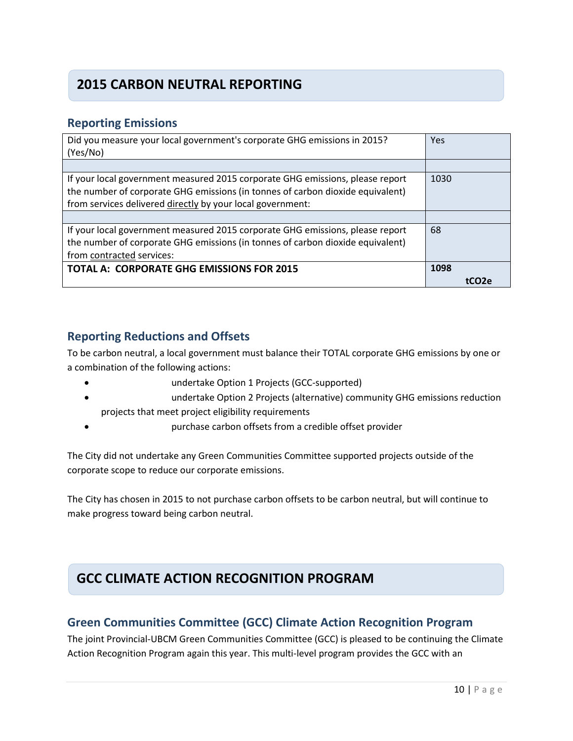# 2015 CARBON NEUTRAL REPORTING

## Reporting Emissions

| | |
|---|---|
| Did you measure your local government's corporate GHG emissions in 2015? (Yes/No) | Yes |
| | |
| If your local government measured 2015 corporate GHG emissions, please report the number of corporate GHG emissions (in tonnes of carbon dioxide equivalent) from services delivered directly by your local government: | 1030 |
| | |
| If your local government measured 2015 corporate GHG emissions, please report the number of corporate GHG emissions (in tonnes of carbon dioxide equivalent) from contracted services: | 68 |
| **TOTAL A: CORPORATE GHG EMISSIONS FOR 2015** | **1098 tCO2e** |

## Reporting Reductions and Offsets

To be carbon neutral, a local government must balance their TOTAL corporate GHG emissions by one or a combination of the following actions:

- undertake Option 1 Projects (GCC-supported)
- undertake Option 2 Projects (alternative) community GHG emissions reduction projects that meet project eligibility requirements
- purchase carbon offsets from a credible offset provider

The City did not undertake any Green Communities Committee supported projects outside of the corporate scope to reduce our corporate emissions.

The City has chosen in 2015 to not purchase carbon offsets to be carbon neutral, but will continue to make progress toward being carbon neutral.

# GCC CLIMATE ACTION RECOGNITION PROGRAM

## Green Communities Committee (GCC) Climate Action Recognition Program

The joint Provincial-UBCM Green Communities Committee (GCC) is pleased to be continuing the Climate Action Recognition Program again this year. This multi-level program provides the GCC with an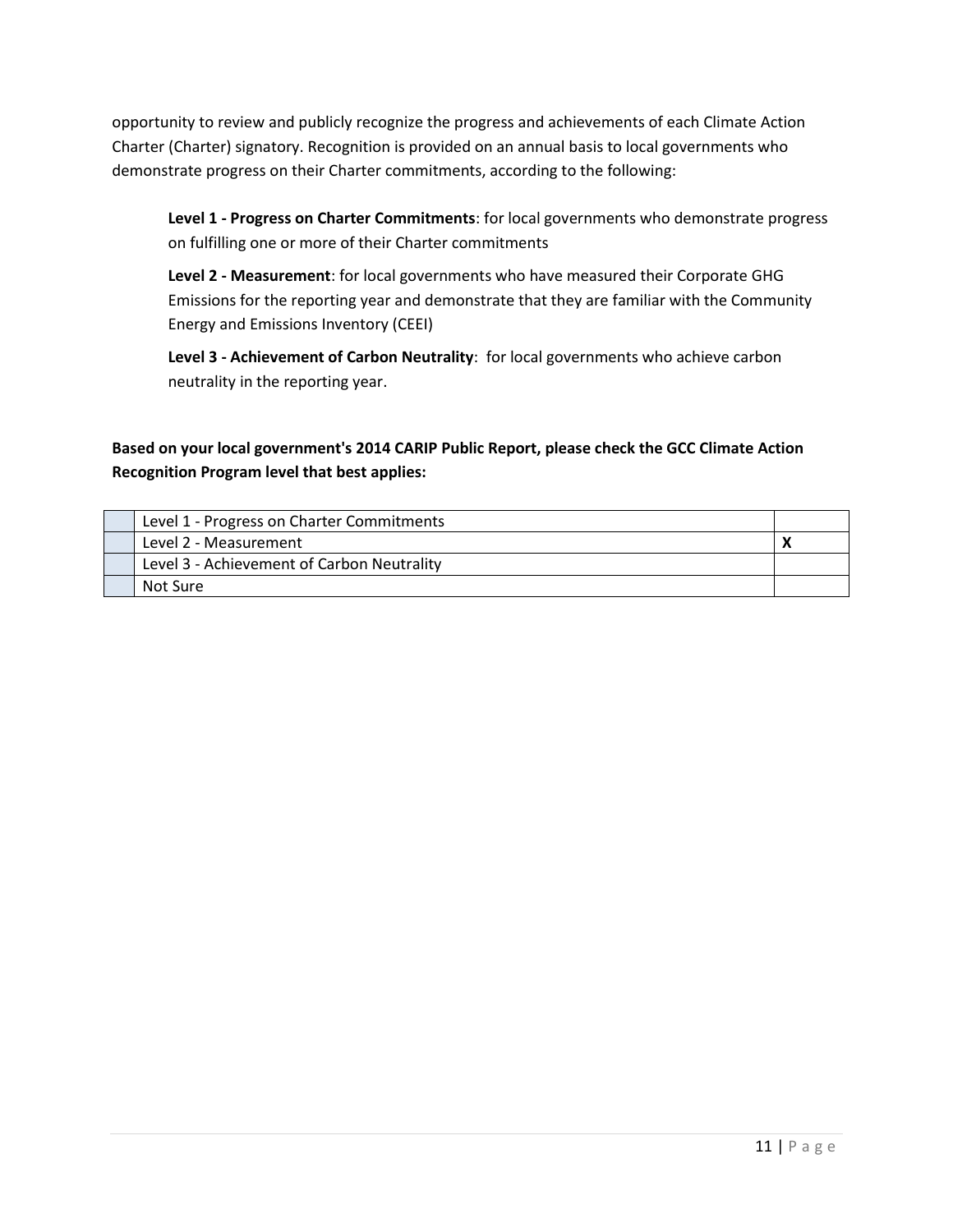opportunity to review and publicly recognize the progress and achievements of each Climate Action Charter (Charter) signatory. Recognition is provided on an annual basis to local governments who demonstrate progress on their Charter commitments, according to the following:

> **Level 1 - Progress on Charter Commitments**: for local governments who demonstrate progress on fulfilling one or more of their Charter commitments
>
> **Level 2 - Measurement**: for local governments who have measured their Corporate GHG Emissions for the reporting year and demonstrate that they are familiar with the Community Energy and Emissions Inventory (CEEI)
>
> **Level 3 - Achievement of Carbon Neutrality**: for local governments who achieve carbon neutrality in the reporting year.

**Based on your local government's 2014 CARIP Public Report, please check the GCC Climate Action Recognition Program level that best applies:**

| | | |
|---|---|---|
| | Level 1 - Progress on Charter Commitments | |
| | Level 2 - Measurement | **X** |
| | Level 3 - Achievement of Carbon Neutrality | |
| | Not Sure | |